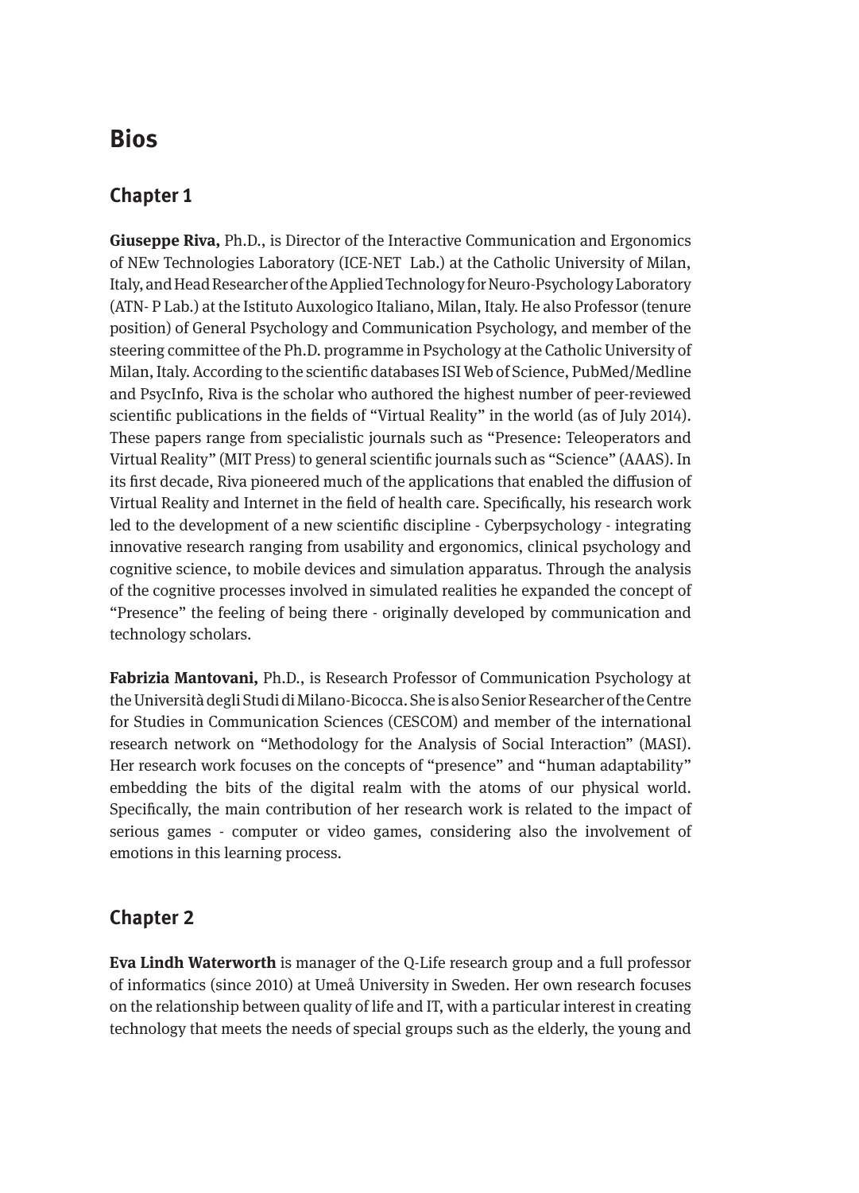# Bios

## Chapter 1

**Giuseppe Riva,** Ph.D., is Director of the Interactive Communication and Ergonomics of NEw Technologies Laboratory (ICE-NET Lab.) at the Catholic University of Milan, Italy, and Head Researcher of the Applied Technology for Neuro-Psychology Laboratory (ATN- P Lab.) at the Istituto Auxologico Italiano, Milan, Italy. He also Professor (tenure position) of General Psychology and Communication Psychology, and member of the steering committee of the Ph.D. programme in Psychology at the Catholic University of Milan, Italy. According to the scientific databases ISI Web of Science, PubMed/Medline and PsycInfo, Riva is the scholar who authored the highest number of peer-reviewed scientific publications in the fields of "Virtual Reality" in the world (as of July 2014). These papers range from specialistic journals such as "Presence: Teleoperators and Virtual Reality" (MIT Press) to general scientific journals such as "Science" (AAAS). In its first decade, Riva pioneered much of the applications that enabled the diffusion of Virtual Reality and Internet in the field of health care. Specifically, his research work led to the development of a new scientific discipline - Cyberpsychology - integrating innovative research ranging from usability and ergonomics, clinical psychology and cognitive science, to mobile devices and simulation apparatus. Through the analysis of the cognitive processes involved in simulated realities he expanded the concept of "Presence" the feeling of being there - originally developed by communication and technology scholars.

**Fabrizia Mantovani,** Ph.D., is Research Professor of Communication Psychology at the Università degli Studi di Milano-Bicocca. She is also Senior Researcher of the Centre for Studies in Communication Sciences (CESCOM) and member of the international research network on "Methodology for the Analysis of Social Interaction" (MASI). Her research work focuses on the concepts of "presence" and "human adaptability" embedding the bits of the digital realm with the atoms of our physical world. Specifically, the main contribution of her research work is related to the impact of serious games - computer or video games, considering also the involvement of emotions in this learning process.

## Chapter 2

**Eva Lindh Waterworth** is manager of the Q-Life research group and a full professor of informatics (since 2010) at Umeå University in Sweden. Her own research focuses on the relationship between quality of life and IT, with a particular interest in creating technology that meets the needs of special groups such as the elderly, the young and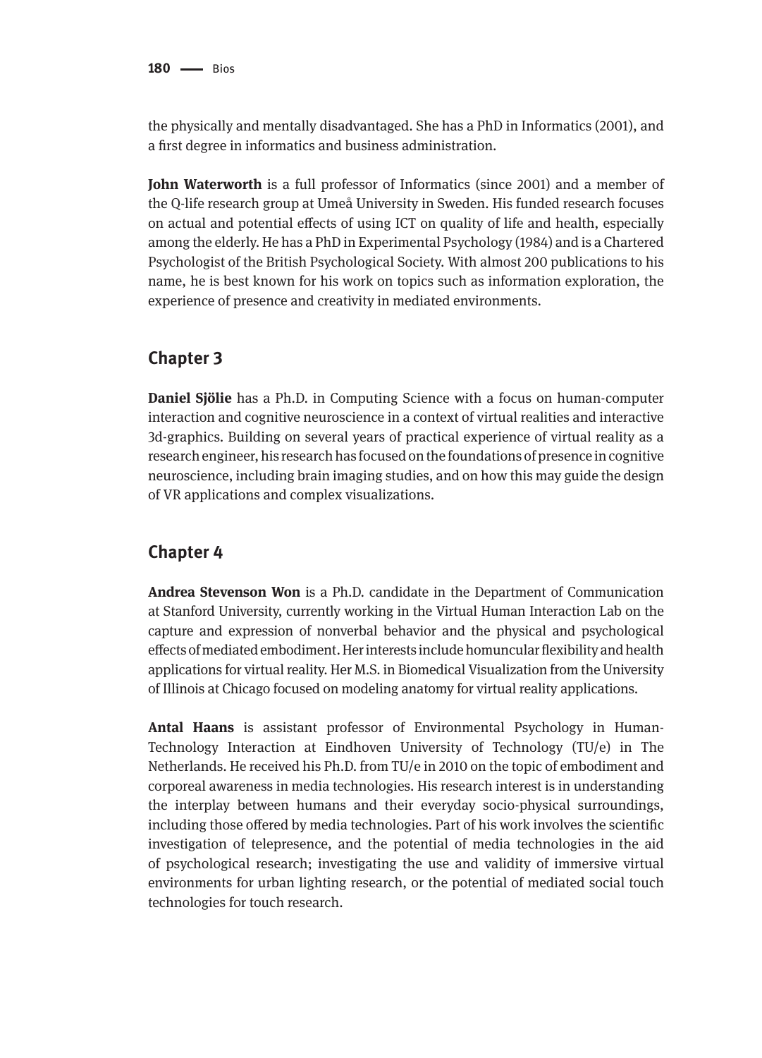the physically and mentally disadvantaged. She has a PhD in Informatics (2001), and a first degree in informatics and business administration.

**John Waterworth** is a full professor of Informatics (since 2001) and a member of the Q-life research group at Umeå University in Sweden. His funded research focuses on actual and potential effects of using ICT on quality of life and health, especially among the elderly. He has a PhD in Experimental Psychology (1984) and is a Chartered Psychologist of the British Psychological Society. With almost 200 publications to his name, he is best known for his work on topics such as information exploration, the experience of presence and creativity in mediated environments.

## Chapter 3

**Daniel Sjölie** has a Ph.D. in Computing Science with a focus on human-computer interaction and cognitive neuroscience in a context of virtual realities and interactive 3d-graphics. Building on several years of practical experience of virtual reality as a research engineer, his research has focused on the foundations of presence in cognitive neuroscience, including brain imaging studies, and on how this may guide the design of VR applications and complex visualizations.

## Chapter 4

**Andrea Stevenson Won** is a Ph.D. candidate in the Department of Communication at Stanford University, currently working in the Virtual Human Interaction Lab on the capture and expression of nonverbal behavior and the physical and psychological effects of mediated embodiment. Her interests include homuncular flexibility and health applications for virtual reality. Her M.S. in Biomedical Visualization from the University of Illinois at Chicago focused on modeling anatomy for virtual reality applications.

**Antal Haans** is assistant professor of Environmental Psychology in Human-Technology Interaction at Eindhoven University of Technology (TU/e) in The Netherlands. He received his Ph.D. from TU/e in 2010 on the topic of embodiment and corporeal awareness in media technologies. His research interest is in understanding the interplay between humans and their everyday socio-physical surroundings, including those offered by media technologies. Part of his work involves the scientific investigation of telepresence, and the potential of media technologies in the aid of psychological research; investigating the use and validity of immersive virtual environments for urban lighting research, or the potential of mediated social touch technologies for touch research.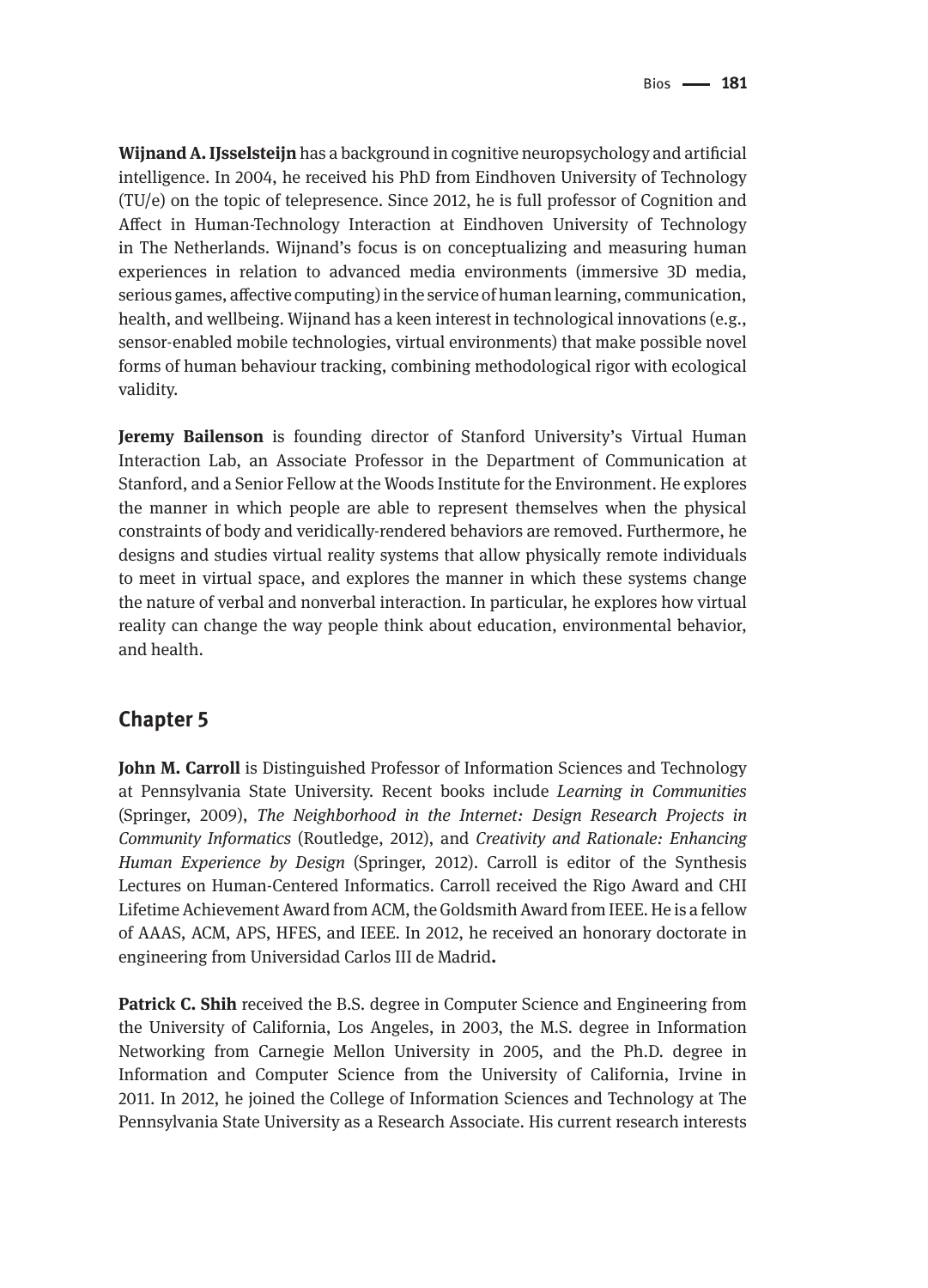**Wijnand A. IJsselsteijn** has a background in cognitive neuropsychology and artificial intelligence. In 2004, he received his PhD from Eindhoven University of Technology (TU/e) on the topic of telepresence. Since 2012, he is full professor of Cognition and Affect in Human-Technology Interaction at Eindhoven University of Technology in The Netherlands. Wijnand's focus is on conceptualizing and measuring human experiences in relation to advanced media environments (immersive 3D media, serious games, affective computing) in the service of human learning, communication, health, and wellbeing. Wijnand has a keen interest in technological innovations (e.g., sensor-enabled mobile technologies, virtual environments) that make possible novel forms of human behaviour tracking, combining methodological rigor with ecological validity.

**Jeremy Bailenson** is founding director of Stanford University's Virtual Human Interaction Lab, an Associate Professor in the Department of Communication at Stanford, and a Senior Fellow at the Woods Institute for the Environment. He explores the manner in which people are able to represent themselves when the physical constraints of body and veridically-rendered behaviors are removed. Furthermore, he designs and studies virtual reality systems that allow physically remote individuals to meet in virtual space, and explores the manner in which these systems change the nature of verbal and nonverbal interaction. In particular, he explores how virtual reality can change the way people think about education, environmental behavior, and health.

## Chapter 5

**John M. Carroll** is Distinguished Professor of Information Sciences and Technology at Pennsylvania State University. Recent books include *Learning in Communities* (Springer, 2009), *The Neighborhood in the Internet: Design Research Projects in Community Informatics* (Routledge, 2012), and *Creativity and Rationale: Enhancing Human Experience by Design* (Springer, 2012). Carroll is editor of the Synthesis Lectures on Human-Centered Informatics. Carroll received the Rigo Award and CHI Lifetime Achievement Award from ACM, the Goldsmith Award from IEEE. He is a fellow of AAAS, ACM, APS, HFES, and IEEE. In 2012, he received an honorary doctorate in engineering from Universidad Carlos III de Madrid**.**

**Patrick C. Shih** received the B.S. degree in Computer Science and Engineering from the University of California, Los Angeles, in 2003, the M.S. degree in Information Networking from Carnegie Mellon University in 2005, and the Ph.D. degree in Information and Computer Science from the University of California, Irvine in 2011. In 2012, he joined the College of Information Sciences and Technology at The Pennsylvania State University as a Research Associate. His current research interests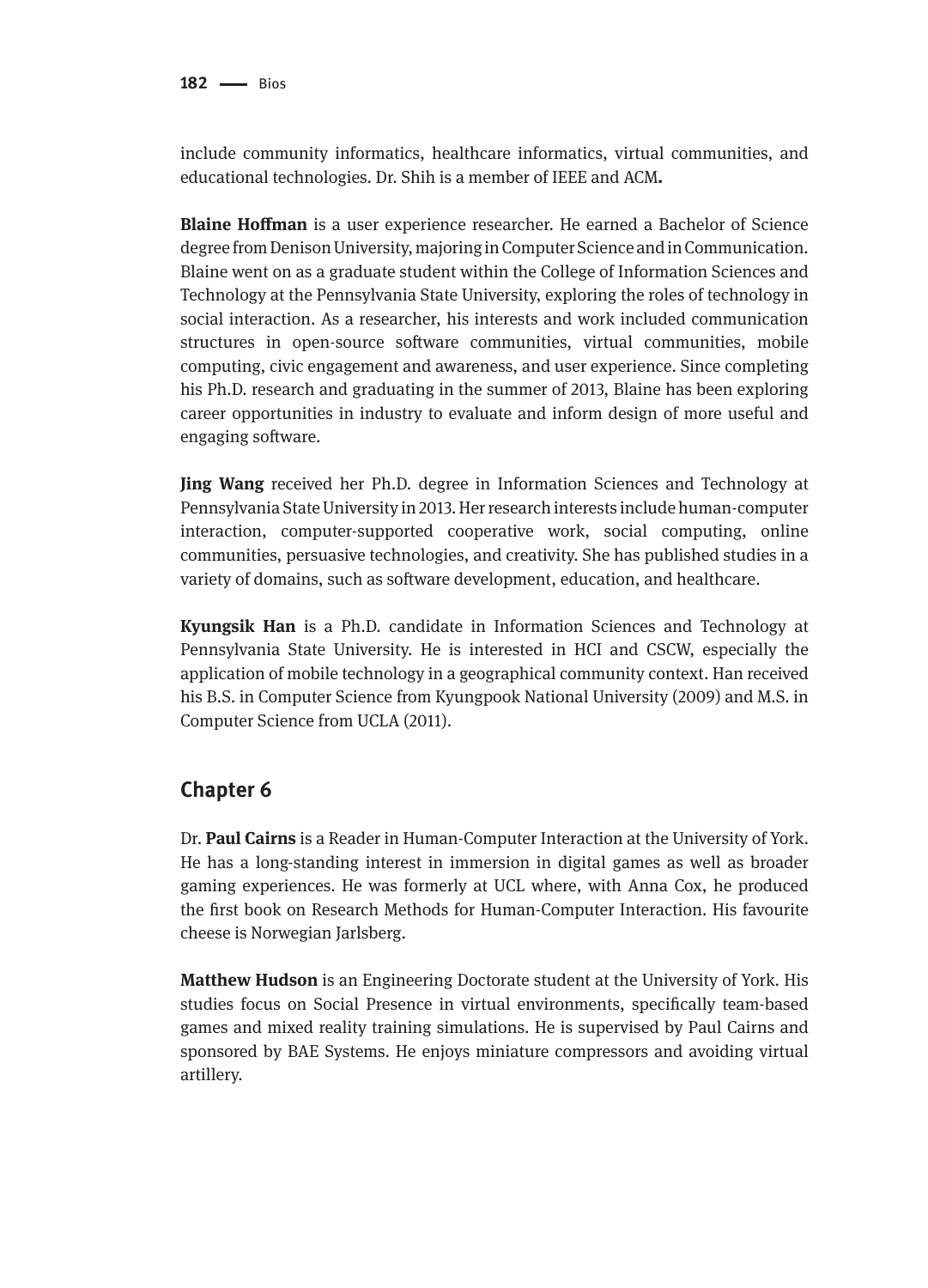include community informatics, healthcare informatics, virtual communities, and educational technologies. Dr. Shih is a member of IEEE and ACM**.**

**Blaine Hoffman** is a user experience researcher. He earned a Bachelor of Science degree from Denison University, majoring in Computer Science and in Communication. Blaine went on as a graduate student within the College of Information Sciences and Technology at the Pennsylvania State University, exploring the roles of technology in social interaction. As a researcher, his interests and work included communication structures in open-source software communities, virtual communities, mobile computing, civic engagement and awareness, and user experience. Since completing his Ph.D. research and graduating in the summer of 2013, Blaine has been exploring career opportunities in industry to evaluate and inform design of more useful and engaging software.

**Jing Wang** received her Ph.D. degree in Information Sciences and Technology at Pennsylvania State University in 2013. Her research interests include human-computer interaction, computer-supported cooperative work, social computing, online communities, persuasive technologies, and creativity. She has published studies in a variety of domains, such as software development, education, and healthcare.

**Kyungsik Han** is a Ph.D. candidate in Information Sciences and Technology at Pennsylvania State University. He is interested in HCI and CSCW, especially the application of mobile technology in a geographical community context. Han received his B.S. in Computer Science from Kyungpook National University (2009) and M.S. in Computer Science from UCLA (2011).

## Chapter 6

Dr. **Paul Cairns** is a Reader in Human-Computer Interaction at the University of York. He has a long-standing interest in immersion in digital games as well as broader gaming experiences. He was formerly at UCL where, with Anna Cox, he produced the first book on Research Methods for Human-Computer Interaction. His favourite cheese is Norwegian Jarlsberg.

**Matthew Hudson** is an Engineering Doctorate student at the University of York. His studies focus on Social Presence in virtual environments, specifically team-based games and mixed reality training simulations. He is supervised by Paul Cairns and sponsored by BAE Systems. He enjoys miniature compressors and avoiding virtual artillery.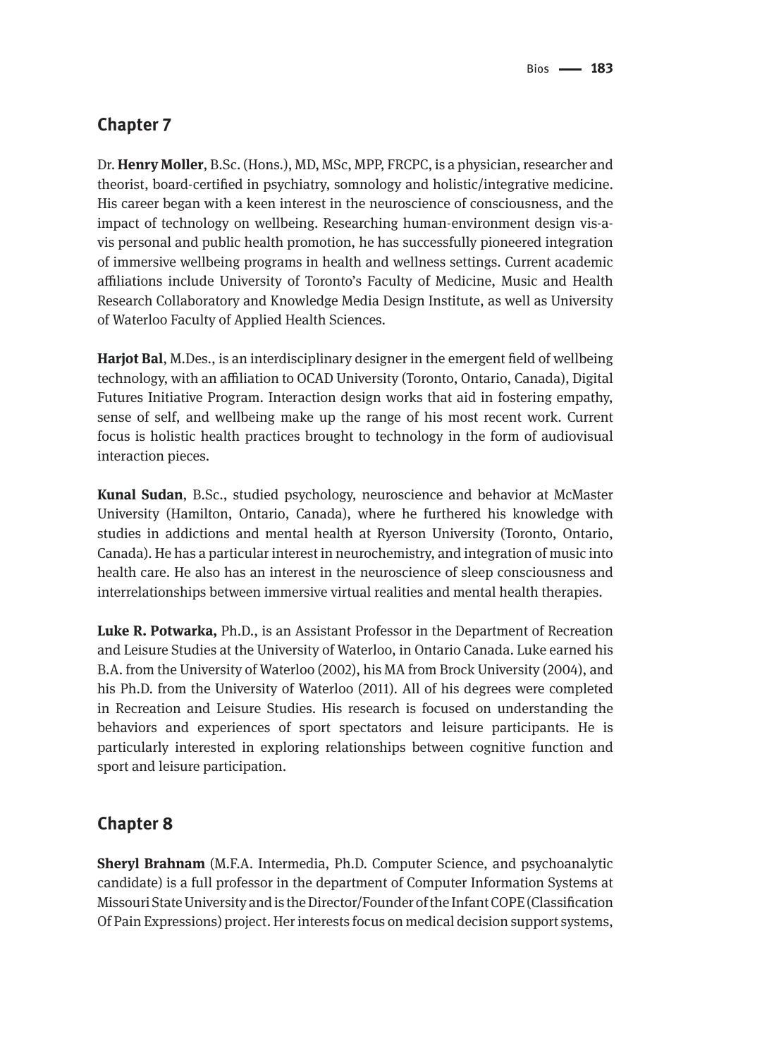## Chapter 7

Dr. **Henry Moller**, B.Sc. (Hons.), MD, MSc, MPP, FRCPC, is a physician, researcher and theorist, board-certified in psychiatry, somnology and holistic/integrative medicine. His career began with a keen interest in the neuroscience of consciousness, and the impact of technology on wellbeing. Researching human-environment design vis-a-vis personal and public health promotion, he has successfully pioneered integration of immersive wellbeing programs in health and wellness settings. Current academic affiliations include University of Toronto's Faculty of Medicine, Music and Health Research Collaboratory and Knowledge Media Design Institute, as well as University of Waterloo Faculty of Applied Health Sciences.

**Harjot Bal**, M.Des., is an interdisciplinary designer in the emergent field of wellbeing technology, with an affiliation to OCAD University (Toronto, Ontario, Canada), Digital Futures Initiative Program. Interaction design works that aid in fostering empathy, sense of self, and wellbeing make up the range of his most recent work. Current focus is holistic health practices brought to technology in the form of audiovisual interaction pieces.

**Kunal Sudan**, B.Sc., studied psychology, neuroscience and behavior at McMaster University (Hamilton, Ontario, Canada), where he furthered his knowledge with studies in addictions and mental health at Ryerson University (Toronto, Ontario, Canada). He has a particular interest in neurochemistry, and integration of music into health care. He also has an interest in the neuroscience of sleep consciousness and interrelationships between immersive virtual realities and mental health therapies.

**Luke R. Potwarka,** Ph.D., is an Assistant Professor in the Department of Recreation and Leisure Studies at the University of Waterloo, in Ontario Canada. Luke earned his B.A. from the University of Waterloo (2002), his MA from Brock University (2004), and his Ph.D. from the University of Waterloo (2011). All of his degrees were completed in Recreation and Leisure Studies. His research is focused on understanding the behaviors and experiences of sport spectators and leisure participants. He is particularly interested in exploring relationships between cognitive function and sport and leisure participation.

## Chapter 8

**Sheryl Brahnam** (M.F.A. Intermedia, Ph.D. Computer Science, and psychoanalytic candidate) is a full professor in the department of Computer Information Systems at Missouri State University and is the Director/Founder of the Infant COPE (Classification Of Pain Expressions) project. Her interests focus on medical decision support systems,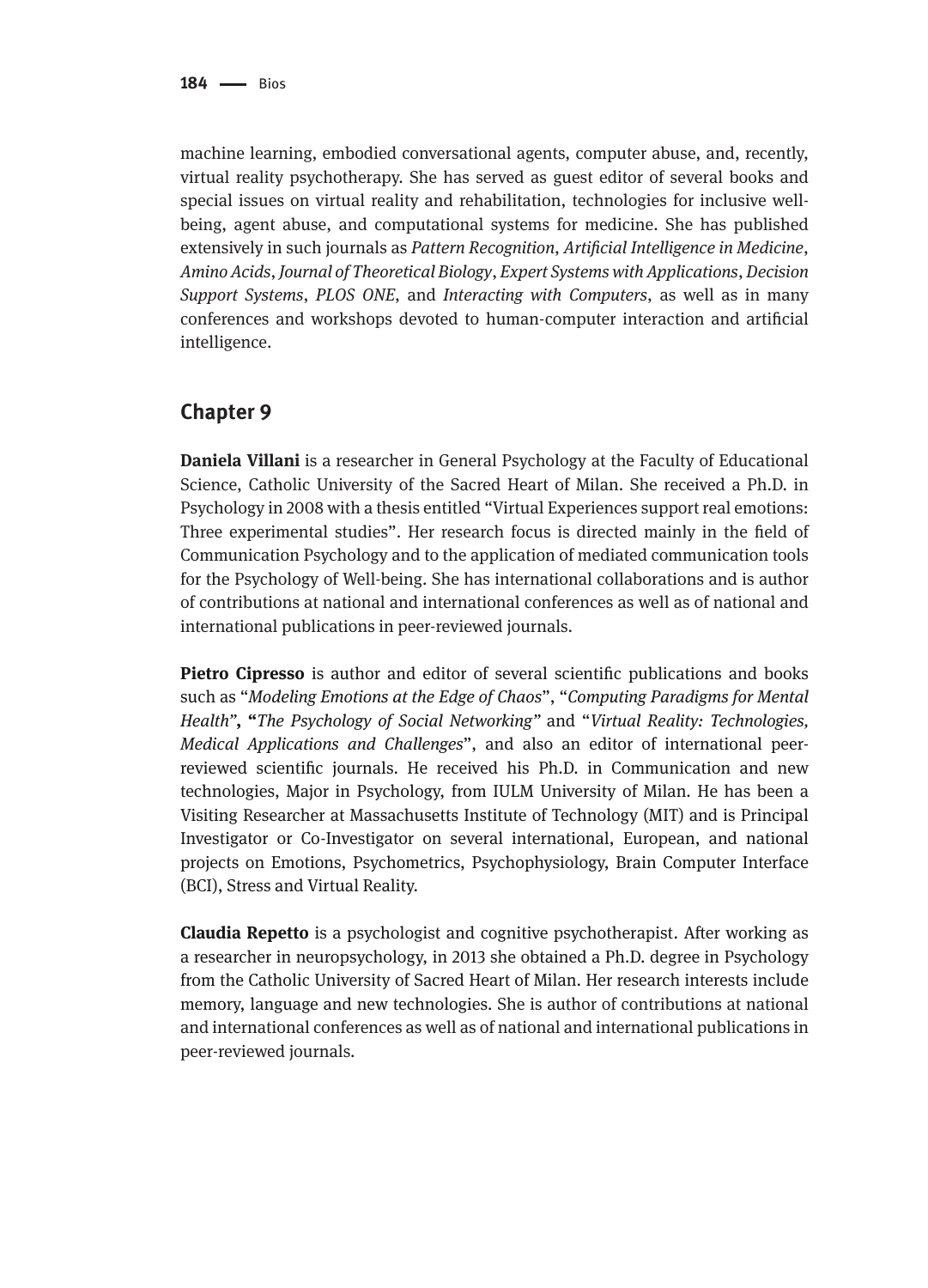machine learning, embodied conversational agents, computer abuse, and, recently, virtual reality psychotherapy. She has served as guest editor of several books and special issues on virtual reality and rehabilitation, technologies for inclusive well-being, agent abuse, and computational systems for medicine. She has published extensively in such journals as *Pattern Recognition*, *Artificial Intelligence in Medicine*, *Amino Acids*, *Journal of Theoretical Biology*, *Expert Systems with Applications*, *Decision Support Systems*, *PLOS ONE*, and *Interacting with Computers*, as well as in many conferences and workshops devoted to human-computer interaction and artificial intelligence.

## Chapter 9

**Daniela Villani** is a researcher in General Psychology at the Faculty of Educational Science, Catholic University of the Sacred Heart of Milan. She received a Ph.D. in Psychology in 2008 with a thesis entitled "Virtual Experiences support real emotions: Three experimental studies". Her research focus is directed mainly in the field of Communication Psychology and to the application of mediated communication tools for the Psychology of Well-being. She has international collaborations and is author of contributions at national and international conferences as well as of national and international publications in peer-reviewed journals.

**Pietro Cipresso** is author and editor of several scientific publications and books such as "*Modeling Emotions at the Edge of Chaos*", "*Computing Paradigms for Mental Health*", "*The Psychology of Social Networking*" and "*Virtual Reality: Technologies, Medical Applications and Challenges*", and also an editor of international peer-reviewed scientific journals. He received his Ph.D. in Communication and new technologies, Major in Psychology, from IULM University of Milan. He has been a Visiting Researcher at Massachusetts Institute of Technology (MIT) and is Principal Investigator or Co-Investigator on several international, European, and national projects on Emotions, Psychometrics, Psychophysiology, Brain Computer Interface (BCI), Stress and Virtual Reality.

**Claudia Repetto** is a psychologist and cognitive psychotherapist. After working as a researcher in neuropsychology, in 2013 she obtained a Ph.D. degree in Psychology from the Catholic University of Sacred Heart of Milan. Her research interests include memory, language and new technologies. She is author of contributions at national and international conferences as well as of national and international publications in peer-reviewed journals.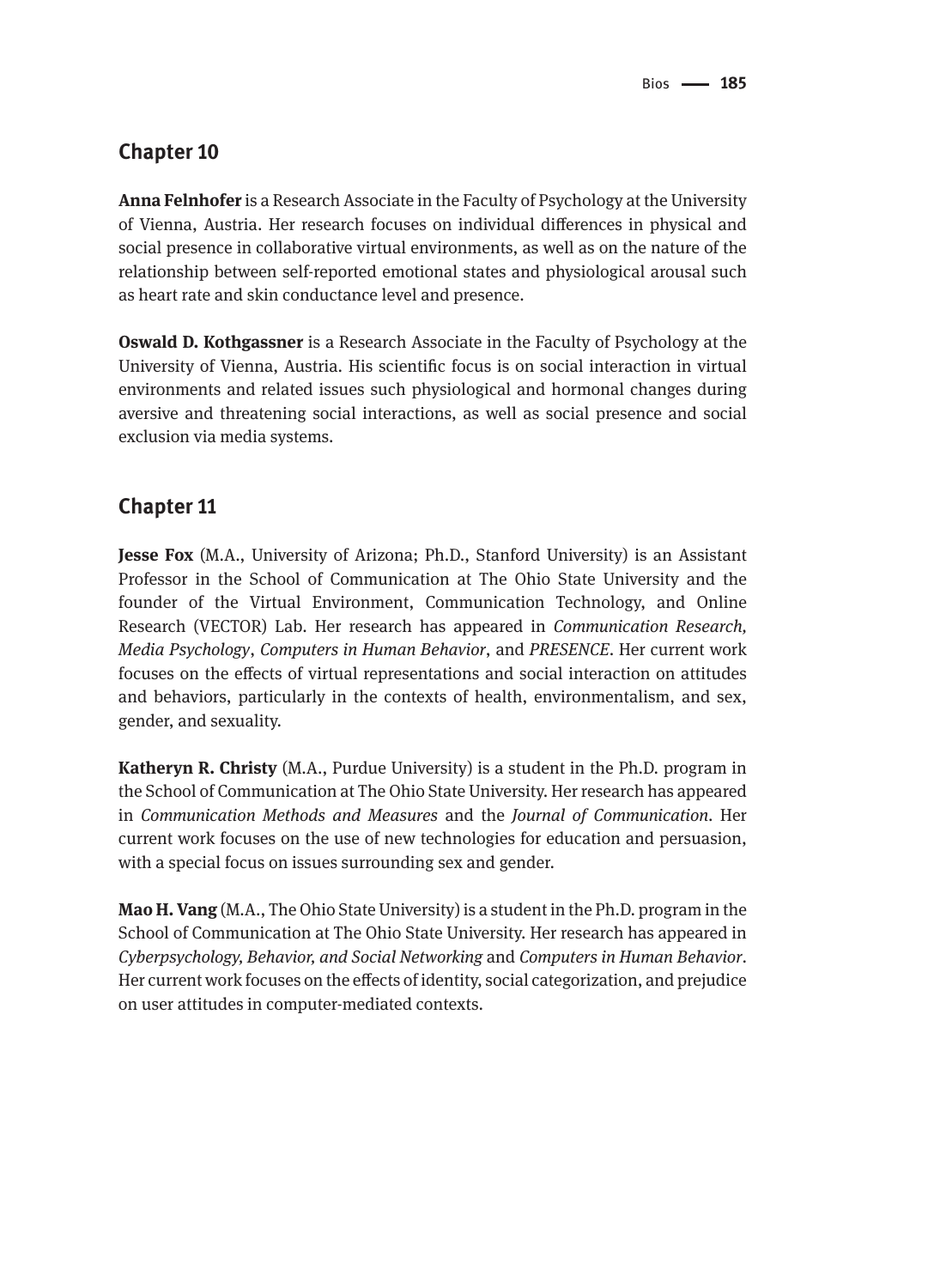## Chapter 10

**Anna Felnhofer** is a Research Associate in the Faculty of Psychology at the University of Vienna, Austria. Her research focuses on individual differences in physical and social presence in collaborative virtual environments, as well as on the nature of the relationship between self-reported emotional states and physiological arousal such as heart rate and skin conductance level and presence.

**Oswald D. Kothgassner** is a Research Associate in the Faculty of Psychology at the University of Vienna, Austria. His scientific focus is on social interaction in virtual environments and related issues such physiological and hormonal changes during aversive and threatening social interactions, as well as social presence and social exclusion via media systems.

## Chapter 11

**Jesse Fox** (M.A., University of Arizona; Ph.D., Stanford University) is an Assistant Professor in the School of Communication at The Ohio State University and the founder of the Virtual Environment, Communication Technology, and Online Research (VECTOR) Lab. Her research has appeared in *Communication Research, Media Psychology*, *Computers in Human Behavior*, and *PRESENCE*. Her current work focuses on the effects of virtual representations and social interaction on attitudes and behaviors, particularly in the contexts of health, environmentalism, and sex, gender, and sexuality.

**Katheryn R. Christy** (M.A., Purdue University) is a student in the Ph.D. program in the School of Communication at The Ohio State University. Her research has appeared in *Communication Methods and Measures* and the *Journal of Communication*. Her current work focuses on the use of new technologies for education and persuasion, with a special focus on issues surrounding sex and gender.

**Mao H. Vang** (M.A., The Ohio State University) is a student in the Ph.D. program in the School of Communication at The Ohio State University. Her research has appeared in *Cyberpsychology, Behavior, and Social Networking* and *Computers in Human Behavior*. Her current work focuses on the effects of identity, social categorization, and prejudice on user attitudes in computer-mediated contexts.